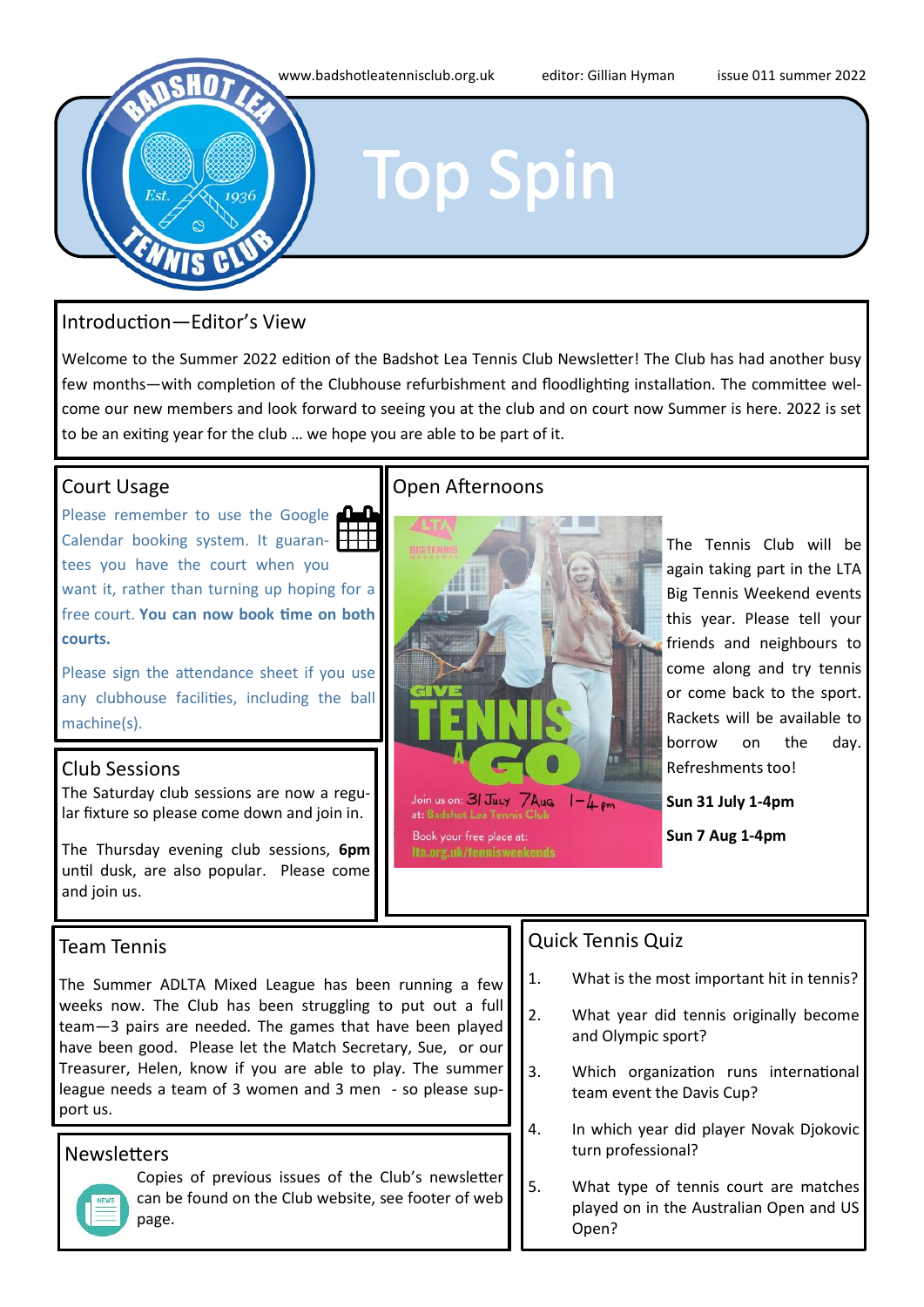www.badshotleatennisclub.org.uk editor: Gillian Hyman issue 011 summer 2022

# Top Spin

## Introduction—Editor's View

Welcome to the Summer 2022 edition of the Badshot Lea Tennis Club Newsletter! The Club has had another busy few months—with completion of the Clubhouse refurbishment and floodlighting installation. The committee welcome our new members and look forward to seeing you at the club and on court now Summer is here. 2022 is set to be an exiting year for the club … we hope you are able to be part of it.

## Court Usage

Please remember to use the Google Calendar booking system. It guarantees you have the court when you want it, rather than turning up hoping for a free court. **You can now book time on both courts.**

Please sign the attendance sheet if you use any clubhouse facilities, including the ball machine(s).

## Club Sessions

The Saturday club sessions are now a regular fixture so please come down and join in.

The Thursday evening club sessions, **6pm** until dusk, are also popular. Please come and join us.

## Open Afternoons

The Tennis Club will be again taking part in the LTA Big Tennis Weekend events this year. Please tell your friends and neighbours to come along and try tennis or come back to the sport. Rackets will be available to borrow on the day. Refreshments too!

**Sun 31 July 1-4pm**

**Sun 7 Aug 1-4pm**

## Team Tennis

The Summer ADLTA Mixed League has been running a few weeks now. The Club has been struggling to put out a full team—3 pairs are needed. The games that have been played have been good. Please let the Match Secretary, Sue, or our Treasurer, Helen, know if you are able to play. The summer league needs a team of 3 women and 3 men - so please support us.

## Newsletters

Copies of previous issues of the Club's newsletter can be found on the Club website, see footer of web page.

## Quick Tennis Quiz

1. What is the most important hit in tennis?
2. What year did tennis originally become and Olympic sport?
3. Which organization runs international team event the Davis Cup?
4. In which year did player Novak Djokovic turn professional?
5. What type of tennis court are matches played on in the Australian Open and US Open?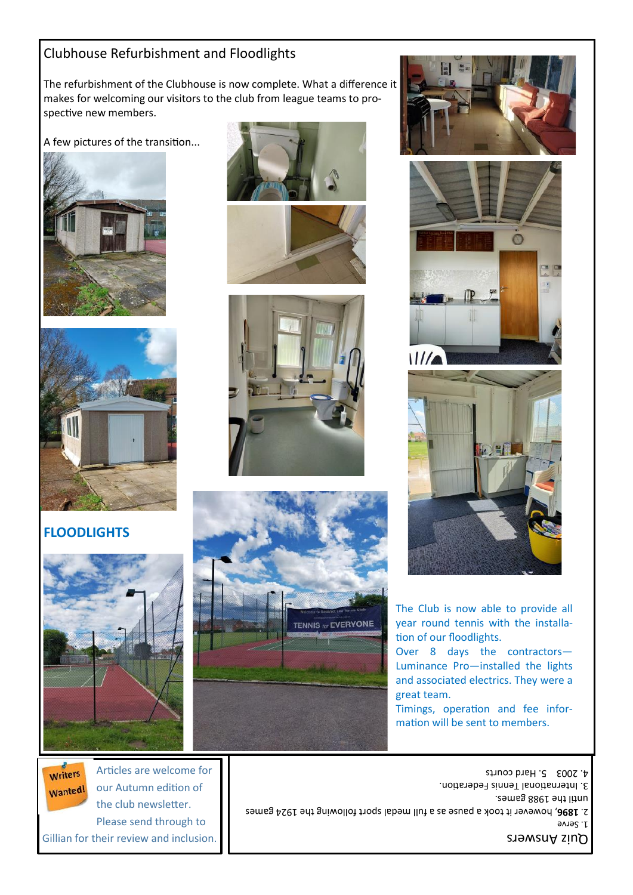## Clubhouse Refurbishment and Floodlights

The refurbishment of the Clubhouse is now complete. What a difference it makes for welcoming our visitors to the club from league teams to prospective new members.

A few pictures of the transition...

### FLOODLIGHTS

The Club is now able to provide all year round tennis with the installation of our floodlights.

Over 8 days the contractors—Luminance Pro—installed the lights and associated electrics. They were a great team.

Timings, operation and fee information will be sent to members.

**Writers Wanted!**

Articles are welcome for our Autumn edition of the club newsletter. Please send through to Gillian for their review and inclusion.

### Quiz Answers

1. Serve
2. **1896**, however it took a pause as a full medal sport following the 1924 games until the 1988 games.
3. International Tennis Federation.
4. 2003 5. Hard courts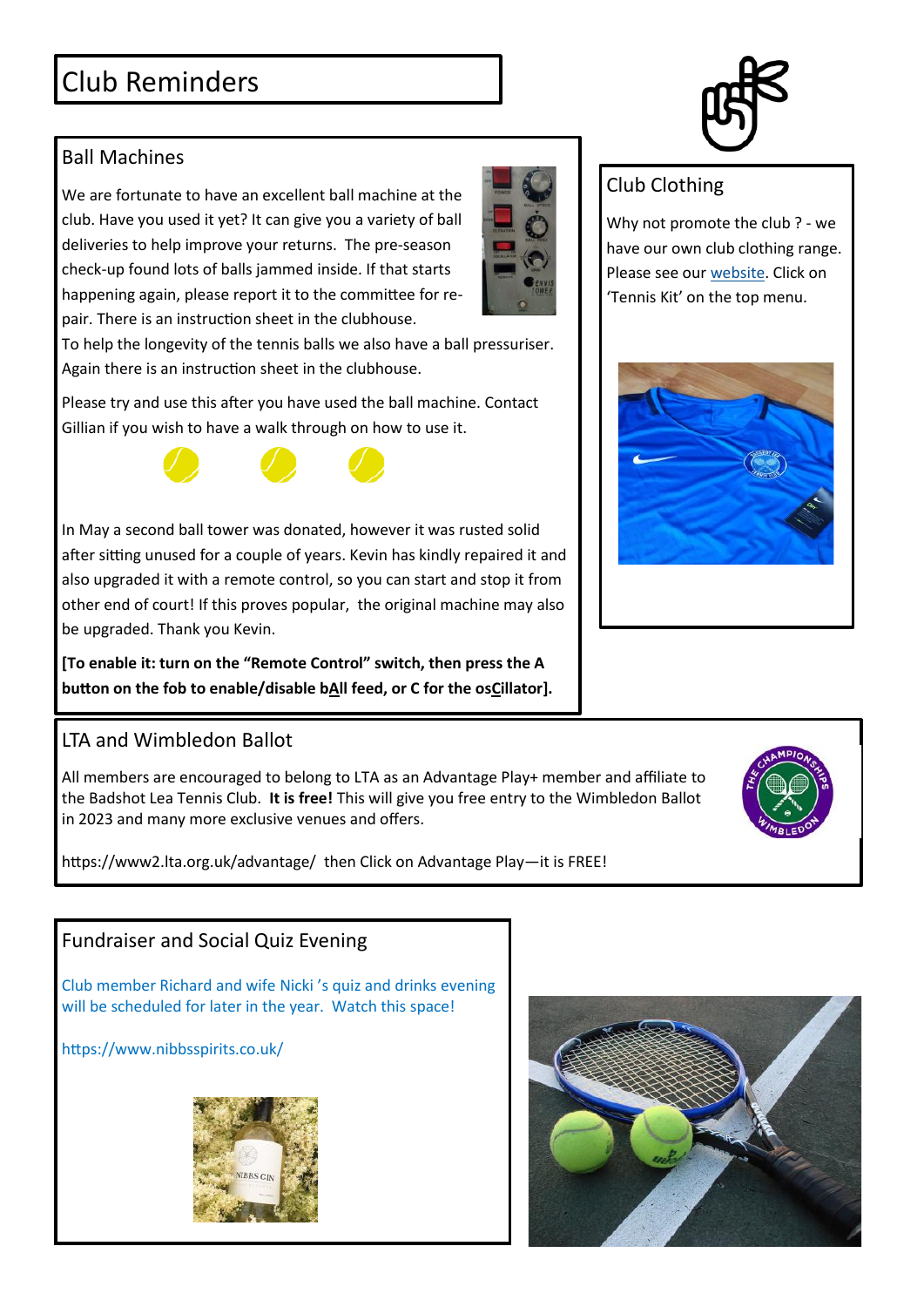# Club Reminders

## Ball Machines

We are fortunate to have an excellent ball machine at the club. Have you used it yet? It can give you a variety of ball deliveries to help improve your returns. The pre-season check-up found lots of balls jammed inside. If that starts happening again, please report it to the committee for re-pair. There is an instruction sheet in the clubhouse.

To help the longevity of the tennis balls we also have a ball pressuriser. Again there is an instruction sheet in the clubhouse.

Please try and use this after you have used the ball machine. Contact Gillian if you wish to have a walk through on how to use it.

In May a second ball tower was donated, however it was rusted solid after sitting unused for a couple of years. Kevin has kindly repaired it and also upgraded it with a remote control, so you can start and stop it from other end of court! If this proves popular, the original machine may also be upgraded. Thank you Kevin.

**[To enable it: turn on the "Remote Control" switch, then press the A button on the fob to enable/disable bAll feed, or C for the osCillator].**

## Club Clothing

Why not promote the club ? - we have our own club clothing range. Please see our website. Click on 'Tennis Kit' on the top menu.

## LTA and Wimbledon Ballot

All members are encouraged to belong to LTA as an Advantage Play+ member and affiliate to the Badshot Lea Tennis Club. **It is free!** This will give you free entry to the Wimbledon Ballot in 2023 and many more exclusive venues and offers.

https://www2.lta.org.uk/advantage/ then Click on Advantage Play—it is FREE!

## Fundraiser and Social Quiz Evening

Club member Richard and wife Nicki 's quiz and drinks evening will be scheduled for later in the year. Watch this space!

https://www.nibbsspirits.co.uk/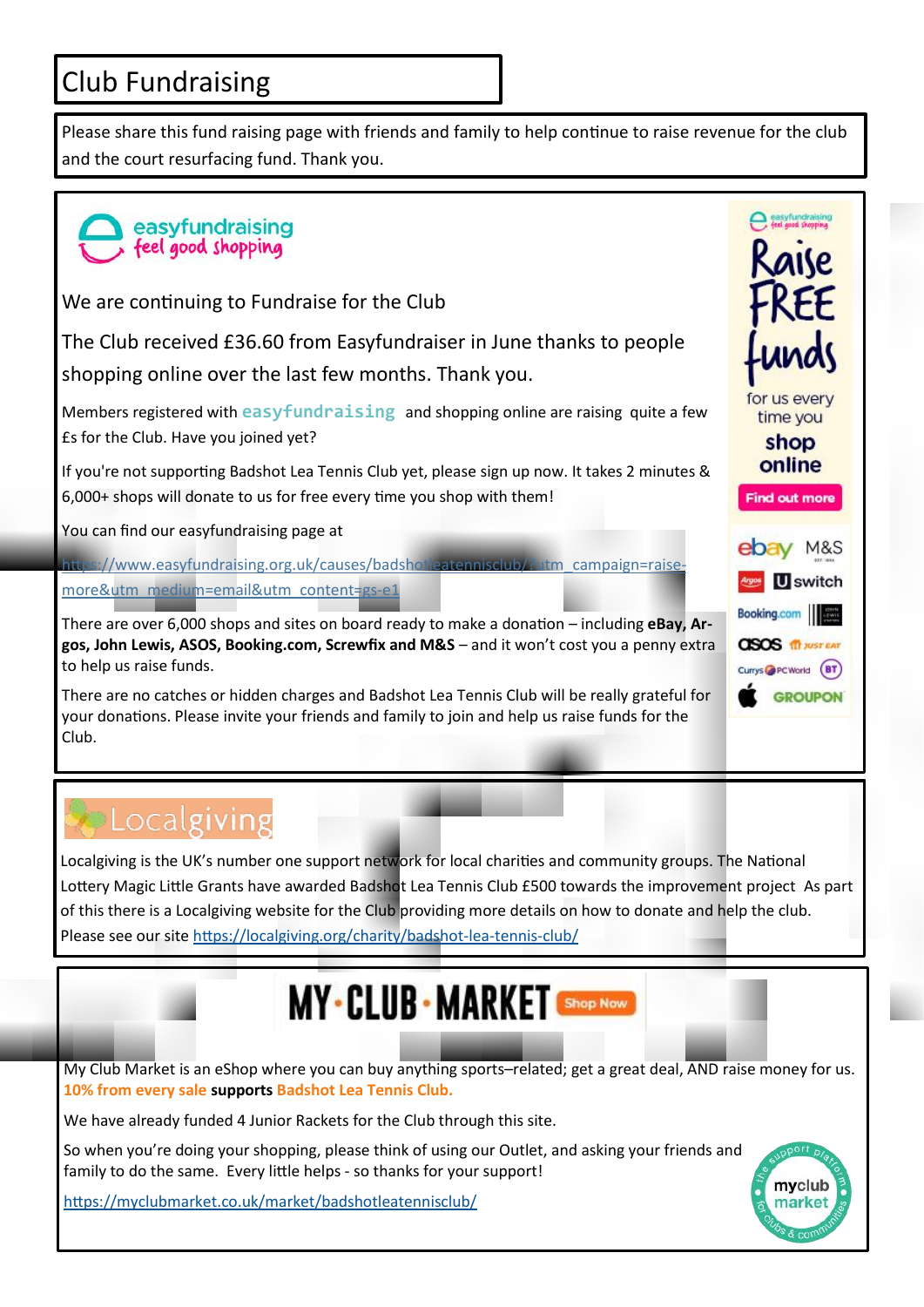# Club Fundraising

Please share this fund raising page with friends and family to help continue to raise revenue for the club and the court resurfacing fund. Thank you.

easyfundraising feel good shopping

We are continuing to Fundraise for the Club

The Club received £36.60 from Easyfundraiser in June thanks to people shopping online over the last few months. Thank you.

Members registered with easyfundraising and shopping online are raising quite a few £s for the Club. Have you joined yet?

If you're not supporting Badshot Lea Tennis Club yet, please sign up now. It takes 2 minutes & 6,000+ shops will donate to us for free every time you shop with them!

You can find our easyfundraising page at

https://www.easyfundraising.org.uk/causes/badshotleatennisclub/?utm_campaign=raise-more&utm_medium=email&utm_content=gs-e1

There are over 6,000 shops and sites on board ready to make a donation – including **eBay, Argos, John Lewis, ASOS, Booking.com, Screwfix and M&S** – and it won't cost you a penny extra to help us raise funds.

There are no catches or hidden charges and Badshot Lea Tennis Club will be really grateful for your donations. Please invite your friends and family to join and help us raise funds for the Club.

easyfundraising feel good shopping

Raise FREE funds for us every time you shop online

Find out more

ebay M&S Argos Uswitch Booking.com John Lewis asos Just Eat Currys PC World BT Apple GROUPON

## Localgiving

Localgiving is the UK's number one support network for local charities and community groups. The National Lottery Magic Little Grants have awarded Badshot Lea Tennis Club £500 towards the improvement project As part of this there is a Localgiving website for the Club providing more details on how to donate and help the club. Please see our site https://localgiving.org/charity/badshot-lea-tennis-club/

## MY·CLUB·MARKET

Shop Now

My Club Market is an eShop where you can buy anything sports–related; get a great deal, AND raise money for us. **10% from every sale supports Badshot Lea Tennis Club.**

We have already funded 4 Junior Rackets for the Club through this site.

So when you're doing your shopping, please think of using our Outlet, and asking your friends and family to do the same. Every little helps - so thanks for your support!

https://myclubmarket.co.uk/market/badshotleatennisclub/

myclub market – the support platform for clubs & communities